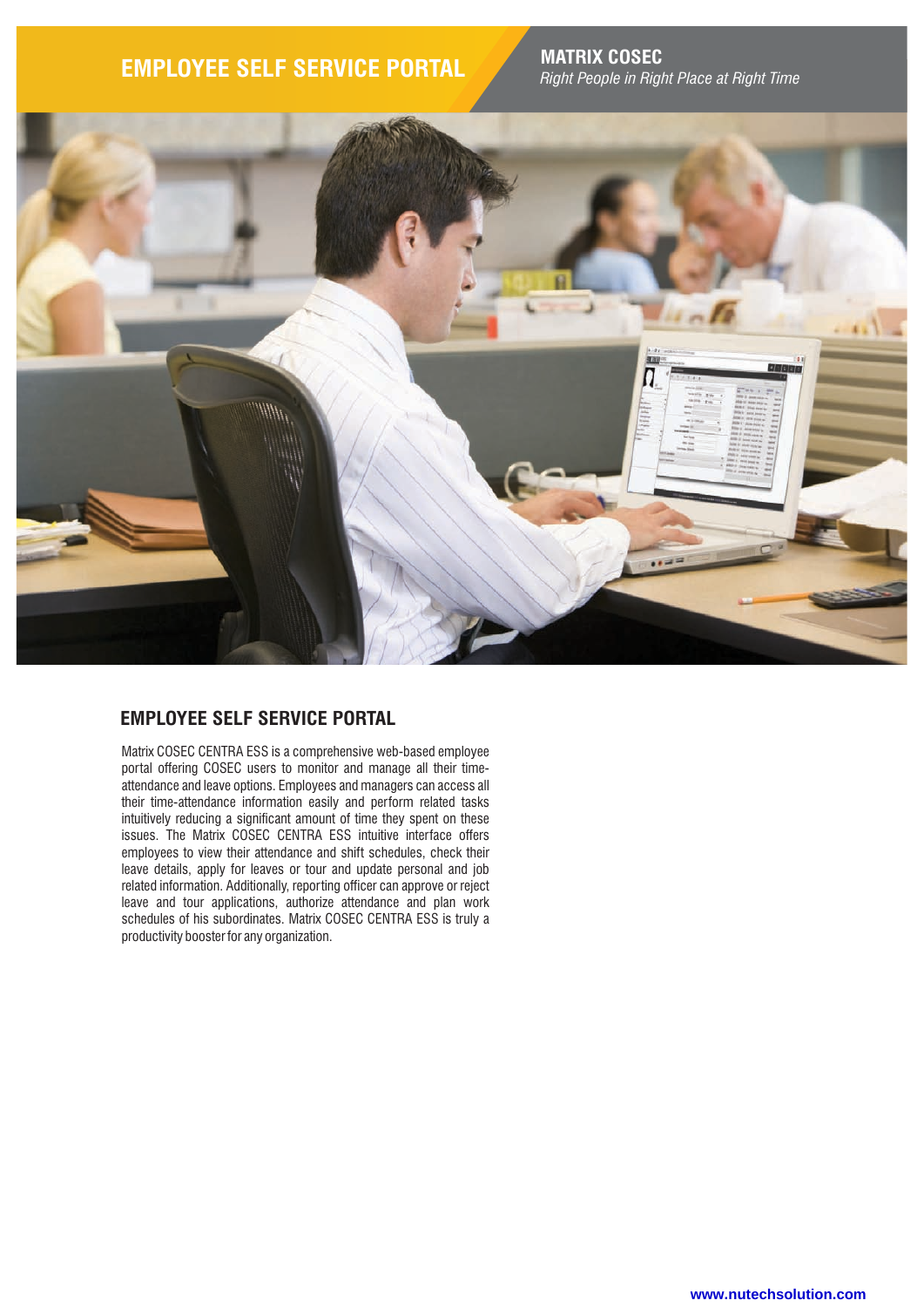# EMPLOYEE SELF SERVICE PORTAL

**MATRIX COSEC**
*Right People in Right Place at Right Time*

## EMPLOYEE SELF SERVICE PORTAL

Matrix COSEC CENTRA ESS is a comprehensive web-based employee portal offering COSEC users to monitor and manage all their time-attendance and leave options. Employees and managers can access all their time-attendance information easily and perform related tasks intuitively reducing a significant amount of time they spent on these issues. The Matrix COSEC CENTRA ESS intuitive interface offers employees to view their attendance and shift schedules, check their leave details, apply for leaves or tour and update personal and job related information. Additionally, reporting officer can approve or reject leave and tour applications, authorize attendance and plan work schedules of his subordinates. Matrix COSEC CENTRA ESS is truly a productivity booster for any organization.

www.nutechsolution.com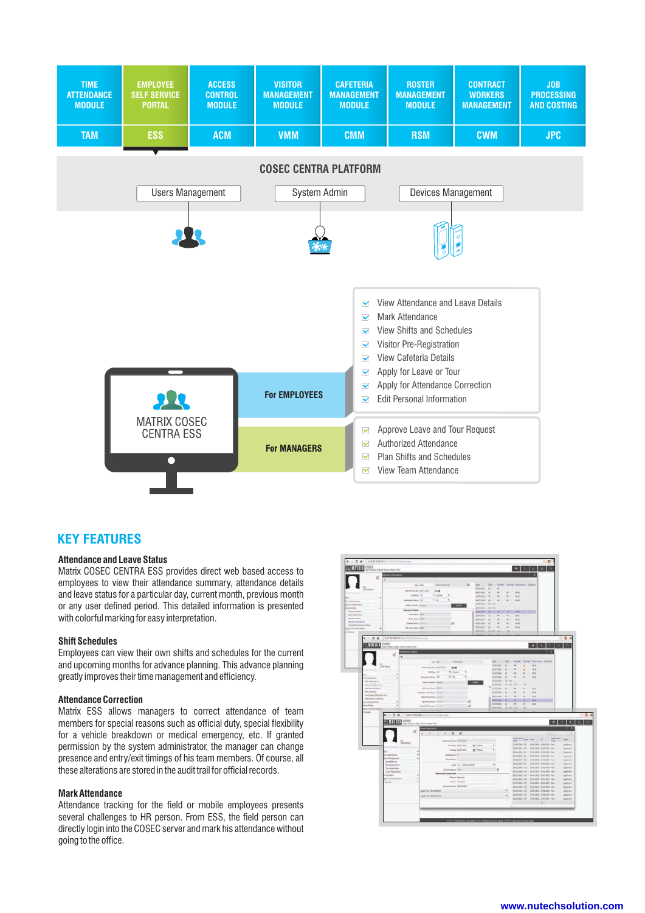| TIME ATTENDANCE MODULE | EMPLOYEE SELF SERVICE PORTAL | ACCESS CONTROL MODULE | VISITOR MANAGEMENT MODULE | CAFETERIA MANAGEMENT MODULE | ROSTER MANAGEMENT MODULE | CONTRACT WORKERS MANAGEMENT | JOB PROCESSING AND COSTING |
|---|---|---|---|---|---|---|---|
| TAM | ESS | ACM | VMM | CMM | RSM | CWM | JPC |

**COSEC CENTRA PLATFORM**

Users Management | System Admin | Devices Management

MATRIX COSEC CENTRA ESS

**For EMPLOYEES**

- View Attendance and Leave Details
- Mark Attendance
- View Shifts and Schedules
- Visitor Pre-Registration
- View Cafeteria Details
- Apply for Leave or Tour
- Apply for Attendance Correction
- Edit Personal Information

**For MANAGERS**

- Approve Leave and Tour Request
- Authorized Attendance
- Plan Shifts and Schedules
- View Team Attendance

## KEY FEATURES

**Attendance and Leave Status**

Matrix COSEC CENTRA ESS provides direct web based access to employees to view their attendance summary, attendance details and leave status for a particular day, current month, previous month or any user defined period. This detailed information is presented with colorful marking for easy interpretation.

**Shift Schedules**

Employees can view their own shifts and schedules for the current and upcoming months for advance planning. This advance planning greatly improves their time management and efficiency.

**Attendance Correction**

Matrix ESS allows managers to correct attendance of team members for special reasons such as official duty, special flexibility for a vehicle breakdown or medical emergency, etc. If granted permission by the system administrator, the manager can change presence and entry/exit timings of his team members. Of course, all these alterations are stored in the audit trail for official records.

**Mark Attendance**

Attendance tracking for the field or mobile employees presents several challenges to HR person. From ESS, the field person can directly login into the COSEC server and mark his attendance without going to the office.

www.nutechsolution.com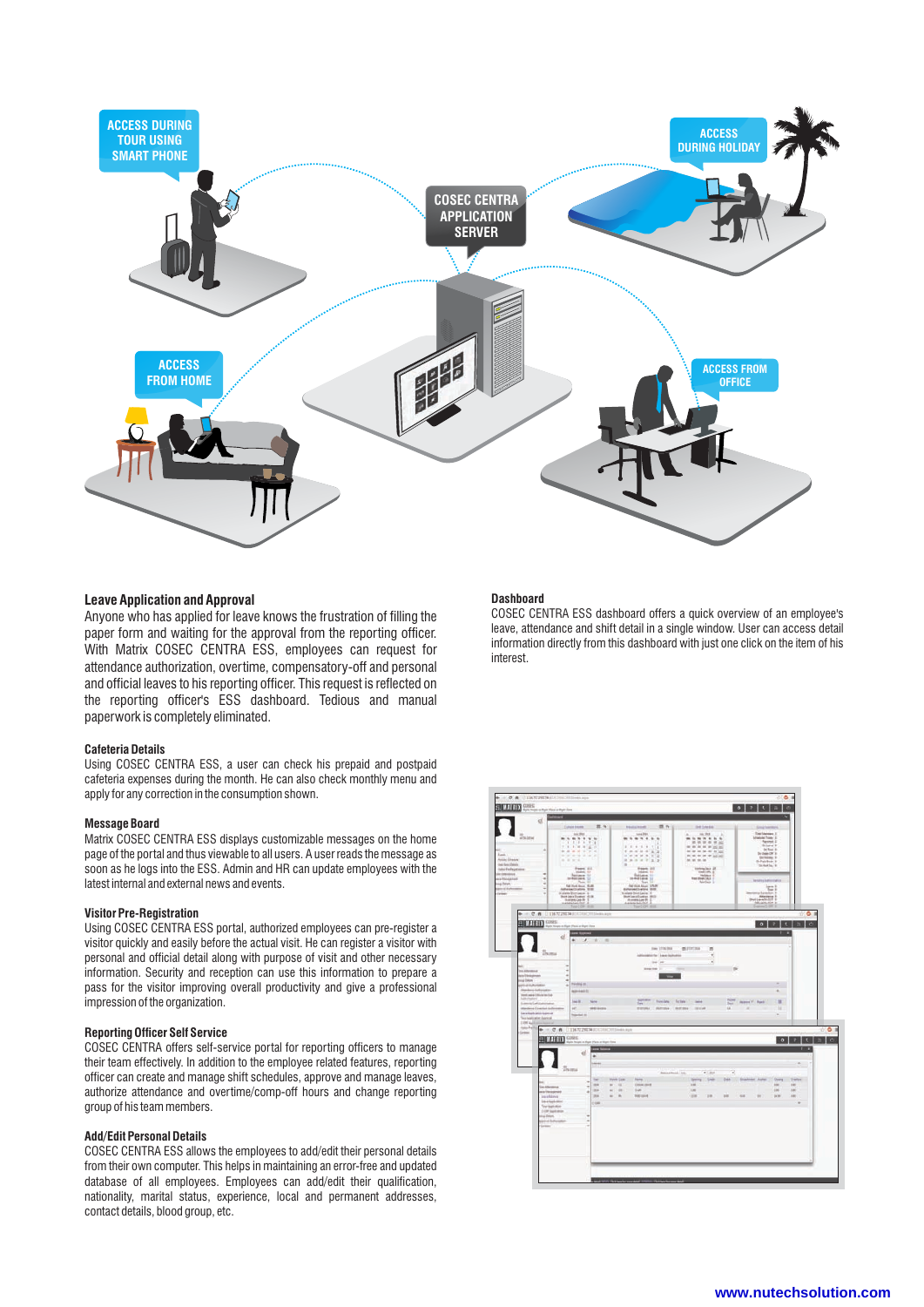ACCESS DURING TOUR USING SMART PHONE

COSEC CENTRA APPLICATION SERVER

ACCESS DURING HOLIDAY

ACCESS FROM HOME

ACCESS FROM OFFICE

### Leave Application and Approval

Anyone who has applied for leave knows the frustration of filling the paper form and waiting for the approval from the reporting officer. With Matrix COSEC CENTRA ESS, employees can request for attendance authorization, overtime, compensatory-off and personal and official leaves to his reporting officer. This request is reflected on the reporting officer's ESS dashboard. Tedious and manual paperwork is completely eliminated.

### Cafeteria Details

Using COSEC CENTRA ESS, a user can check his prepaid and postpaid cafeteria expenses during the month. He can also check monthly menu and apply for any correction in the consumption shown.

### Message Board

Matrix COSEC CENTRA ESS displays customizable messages on the home page of the portal and thus viewable to all users. A user reads the message as soon as he logs into the ESS. Admin and HR can update employees with the latest internal and external news and events.

### Visitor Pre-Registration

Using COSEC CENTRA ESS portal, authorized employees can pre-register a visitor quickly and easily before the actual visit. He can register a visitor with personal and official detail along with purpose of visit and other necessary information. Security and reception can use this information to prepare a pass for the visitor improving overall productivity and give a professional impression of the organization.

### Reporting Officer Self Service

COSEC CENTRA offers self-service portal for reporting officers to manage their team effectively. In addition to the employee related features, reporting officer can create and manage shift schedules, approve and manage leaves, authorize attendance and overtime/comp-off hours and change reporting group of his team members.

### Add/Edit Personal Details

COSEC CENTRA ESS allows the employees to add/edit their personal details from their own computer. This helps in maintaining an error-free and updated database of all employees. Employees can add/edit their qualification, nationality, marital status, experience, local and permanent addresses, contact details, blood group, etc.

### Dashboard

COSEC CENTRA ESS dashboard offers a quick overview of an employee's leave, attendance and shift detail in a single window. User can access detail information directly from this dashboard with just one click on the item of his interest.

www.nutechsolution.com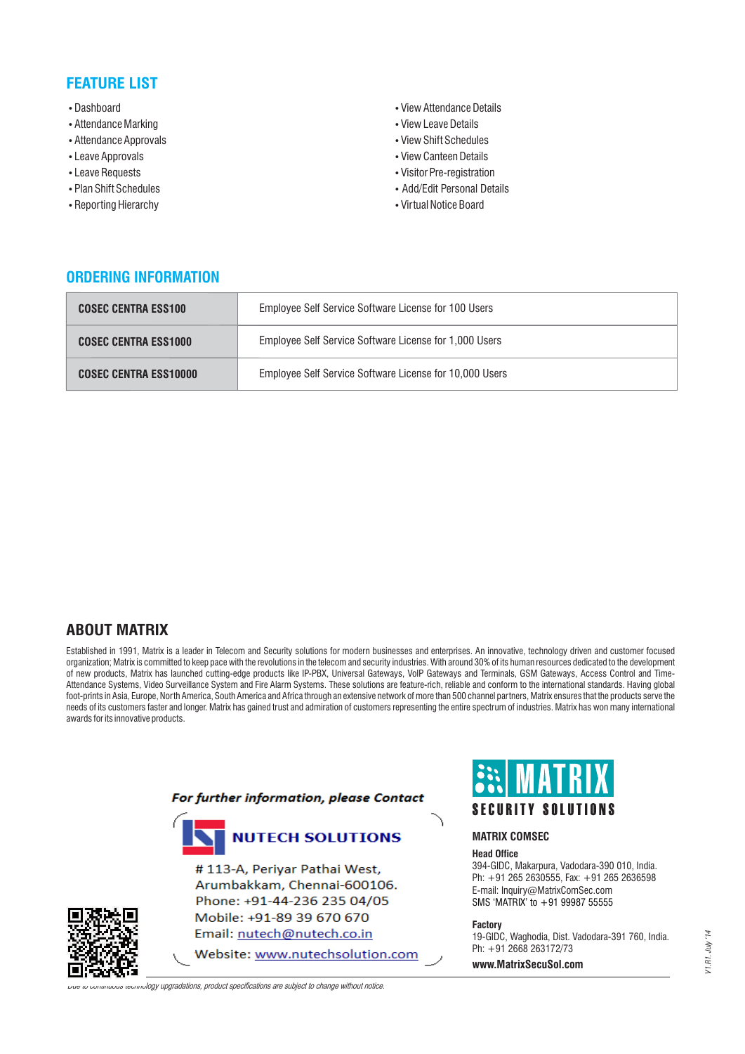## FEATURE LIST

- Dashboard
- Attendance Marking
- Attendance Approvals
- Leave Approvals
- Leave Requests
- Plan Shift Schedules
- Reporting Hierarchy
- View Attendance Details
- View Leave Details
- View Shift Schedules
- View Canteen Details
- Visitor Pre-registration
- Add/Edit Personal Details
- Virtual Notice Board

## ORDERING INFORMATION

| | |
|---|---|
| **COSEC CENTRA ESS100** | Employee Self Service Software License for 100 Users |
| **COSEC CENTRA ESS1000** | Employee Self Service Software License for 1,000 Users |
| **COSEC CENTRA ESS10000** | Employee Self Service Software License for 10,000 Users |

## ABOUT MATRIX

Established in 1991, Matrix is a leader in Telecom and Security solutions for modern businesses and enterprises. An innovative, technology driven and customer focused organization; Matrix is committed to keep pace with the revolutions in the telecom and security industries. With around 30% of its human resources dedicated to the development of new products, Matrix has launched cutting-edge products like IP-PBX, Universal Gateways, VoIP Gateways and Terminals, GSM Gateways, Access Control and Time-Attendance Systems, Video Surveillance System and Fire Alarm Systems. These solutions are feature-rich, reliable and conform to the international standards. Having global foot-prints in Asia, Europe, North America, South America and Africa through an extensive network of more than 500 channel partners, Matrix ensures that the products serve the needs of its customers faster and longer. Matrix has gained trust and admiration of customers representing the entire spectrum of industries. Matrix has won many international awards for its innovative products.

*For further information, please Contact*

**NUTECH SOLUTIONS**

# 113-A, Periyar Pathai West,
Arumbakkam, Chennai-600106.
Phone: +91-44-236 235 04/05
Mobile: +91-89 39 670 670
Email: nutech@nutech.co.in
Website: www.nutechsolution.com

**MATRIX**
**SECURITY SOLUTIONS**

**MATRIX COMSEC**

**Head Office**
394-GIDC, Makarpura, Vadodara-390 010, India.
Ph: +91 265 2630555, Fax: +91 265 2636598
E-mail: Inquiry@MatrixComSec.com
SMS 'MATRIX' to +91 99987 55555

**Factory**
19-GIDC, Waghodia, Dist. Vadodara-391 760, India.
Ph: +91 2668 263172/73

**www.MatrixSecuSol.com**

*Due to continuous technology upgradations, product specifications are subject to change without notice.*

*V1.R1. July '14*